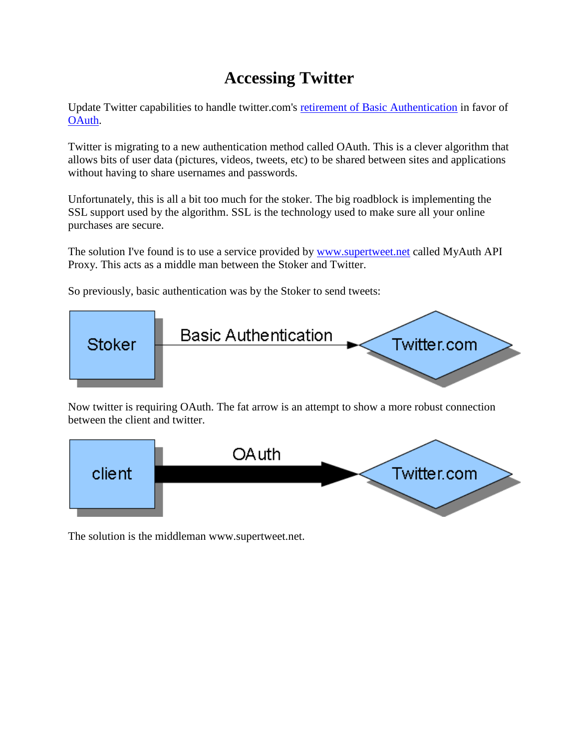# Accessing Twitter

Update Twitter capabilities to handle twitter.com's [retirement of Basic Authentication]() in favor of [OAuth]().

Twitter is migrating to a new authentication method called OAuth. This is a clever algorithm that allows bits of user data (pictures, videos, tweets, etc) to be shared between sites and applications without having to share usernames and passwords.

Unfortunately, this is all a bit too much for the stoker. The big roadblock is implementing the SSL support used by the algorithm. SSL is the technology used to make sure all your online purchases are secure.

The solution I've found is to use a service provided by [www.supertweet.net]() called MyAuth API Proxy. This acts as a middle man between the Stoker and Twitter.

So previously, basic authentication was by the Stoker to send tweets:

Stoker → Basic Authentication → Twitter.com

Now twitter is requiring OAuth. The fat arrow is an attempt to show a more robust connection between the client and twitter.

client → OAuth → Twitter.com

The solution is the middleman www.supertweet.net.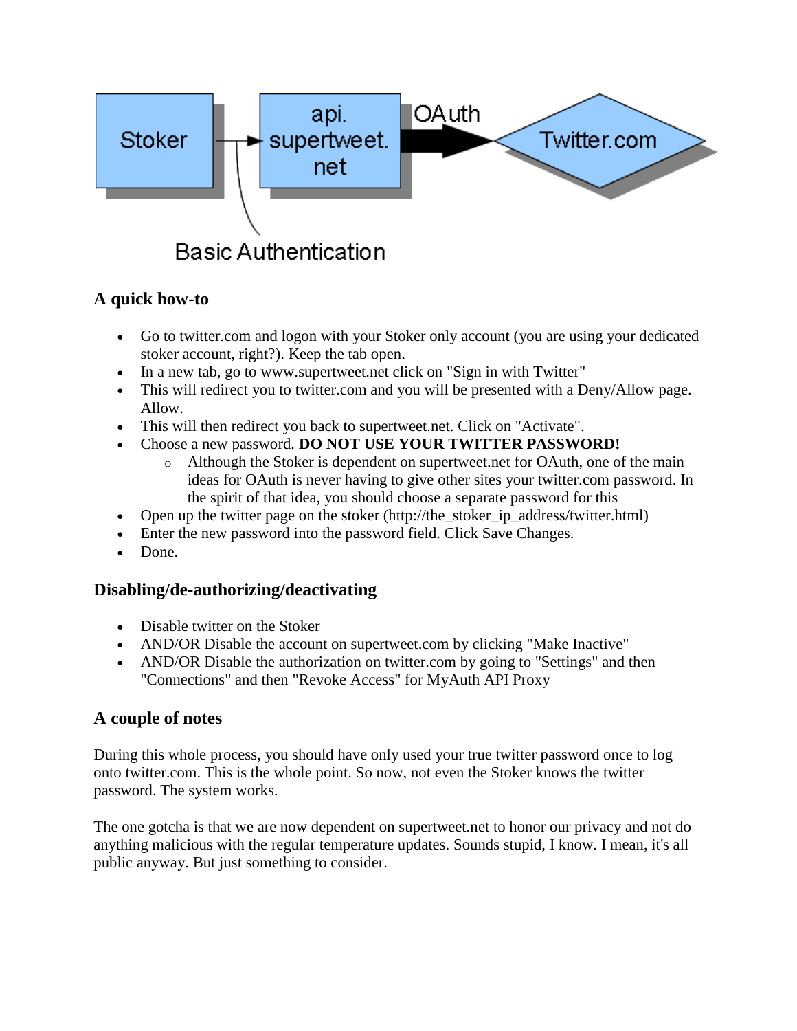Stoker

api.
supertweet.
net

OAuth

Twitter.com

Basic Authentication

### A quick how-to

- Go to twitter.com and logon with your Stoker only account (you are using your dedicated stoker account, right?). Keep the tab open.
- In a new tab, go to www.supertweet.net click on "Sign in with Twitter"
- This will redirect you to twitter.com and you will be presented with a Deny/Allow page. Allow.
- This will then redirect you back to supertweet.net. Click on "Activate".
- Choose a new password. **DO NOT USE YOUR TWITTER PASSWORD!**
    - Although the Stoker is dependent on supertweet.net for OAuth, one of the main ideas for OAuth is never having to give other sites your twitter.com password. In the spirit of that idea, you should choose a separate password for this
- Open up the twitter page on the stoker (http://the_stoker_ip_address/twitter.html)
- Enter the new password into the password field. Click Save Changes.
- Done.

### Disabling/de-authorizing/deactivating

- Disable twitter on the Stoker
- AND/OR Disable the account on supertweet.com by clicking "Make Inactive"
- AND/OR Disable the authorization on twitter.com by going to "Settings" and then "Connections" and then "Revoke Access" for MyAuth API Proxy

### A couple of notes

During this whole process, you should have only used your true twitter password once to log onto twitter.com. This is the whole point. So now, not even the Stoker knows the twitter password. The system works.

The one gotcha is that we are now dependent on supertweet.net to honor our privacy and not do anything malicious with the regular temperature updates. Sounds stupid, I know. I mean, it's all public anyway. But just something to consider.